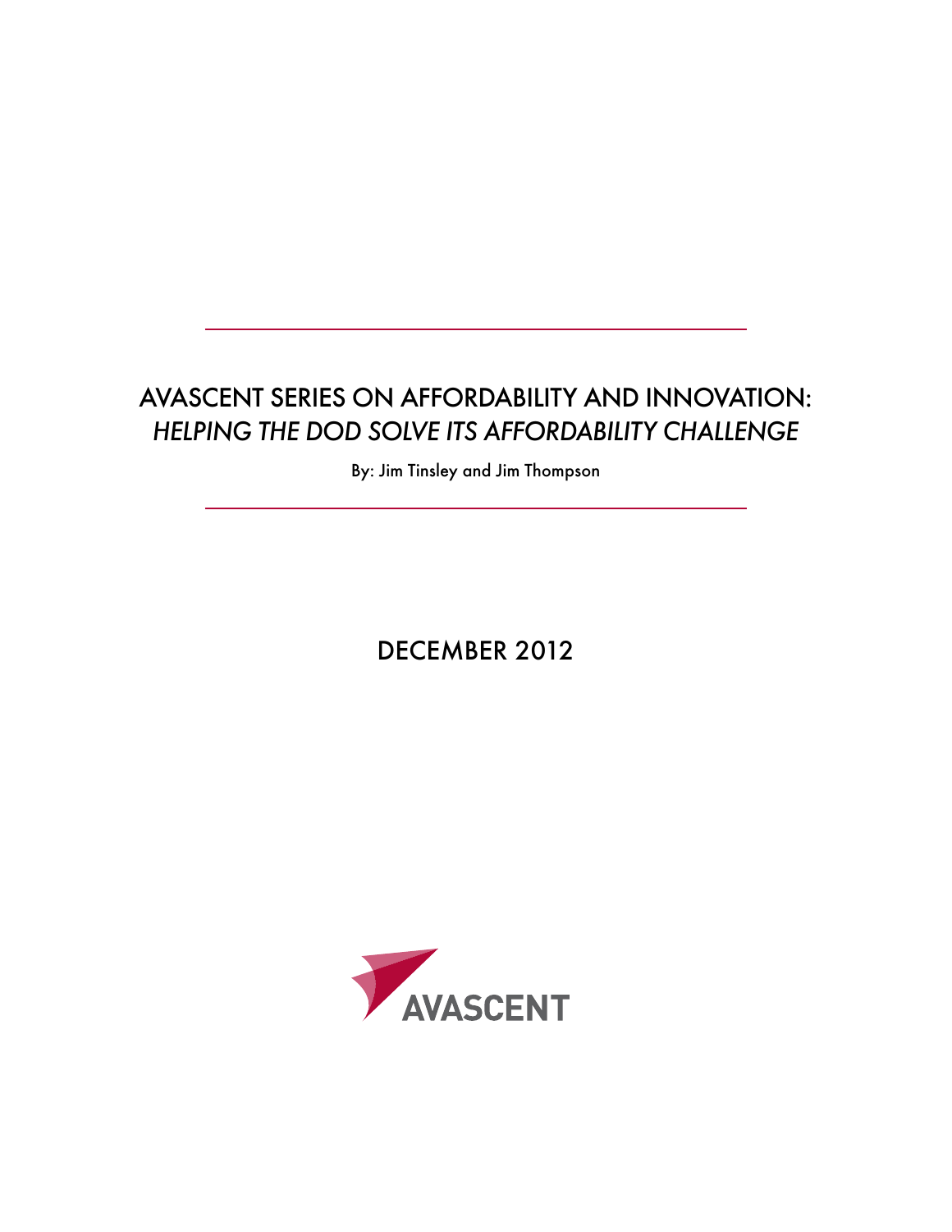# AVASCENT SERIES ON AFFORDABILITY AND INNOVATION: *HELPING THE DOD SOLVE ITS AFFORDABILITY CHALLENGE*

By: Jim Tinsley and Jim Thompson

DECEMBER 2012

AVASCENT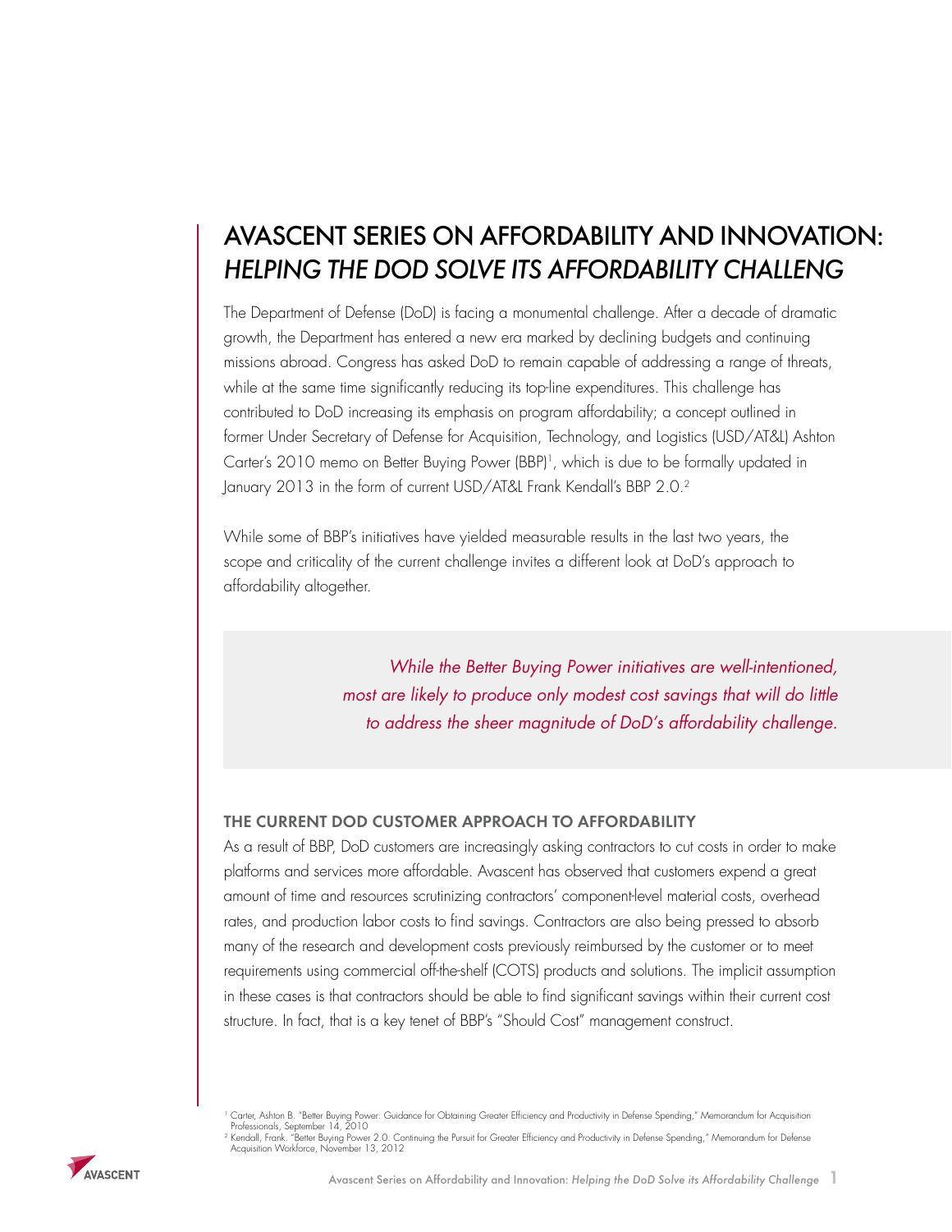# AVASCENT SERIES ON AFFORDABILITY AND INNOVATION: *HELPING THE DOD SOLVE ITS AFFORDABILITY CHALLENG*

The Department of Defense (DoD) is facing a monumental challenge. After a decade of dramatic growth, the Department has entered a new era marked by declining budgets and continuing missions abroad. Congress has asked DoD to remain capable of addressing a range of threats, while at the same time significantly reducing its top-line expenditures. This challenge has contributed to DoD increasing its emphasis on program affordability; a concept outlined in former Under Secretary of Defense for Acquisition, Technology, and Logistics (USD/AT&L) Ashton Carter's 2010 memo on Better Buying Power (BBP)[1], which is due to be formally updated in January 2013 in the form of current USD/AT&L Frank Kendall's BBP 2.0.[2]

While some of BBP's initiatives have yielded measurable results in the last two years, the scope and criticality of the current challenge invites a different look at DoD's approach to affordability altogether.

> *While the Better Buying Power initiatives are well-intentioned, most are likely to produce only modest cost savings that will do little to address the sheer magnitude of DoD's affordability challenge.*

## THE CURRENT DOD CUSTOMER APPROACH TO AFFORDABILITY

As a result of BBP, DoD customers are increasingly asking contractors to cut costs in order to make platforms and services more affordable. Avascent has observed that customers expend a great amount of time and resources scrutinizing contractors' component-level material costs, overhead rates, and production labor costs to find savings. Contractors are also being pressed to absorb many of the research and development costs previously reimbursed by the customer or to meet requirements using commercial off-the-shelf (COTS) products and solutions. The implicit assumption in these cases is that contractors should be able to find significant savings within their current cost structure. In fact, that is a key tenet of BBP's "Should Cost" management construct.

[1] Carter, Ashton B. "Better Buying Power: Guidance for Obtaining Greater Efficiency and Productivity in Defense Spending," Memorandum for Acquisition Professionals, September 14, 2010

[2] Kendall, Frank. "Better Buying Power 2.0: Continuing the Pursuit for Greater Efficiency and Productivity in Defense Spending," Memorandum for Defense Acquisition Workforce, November 13, 2012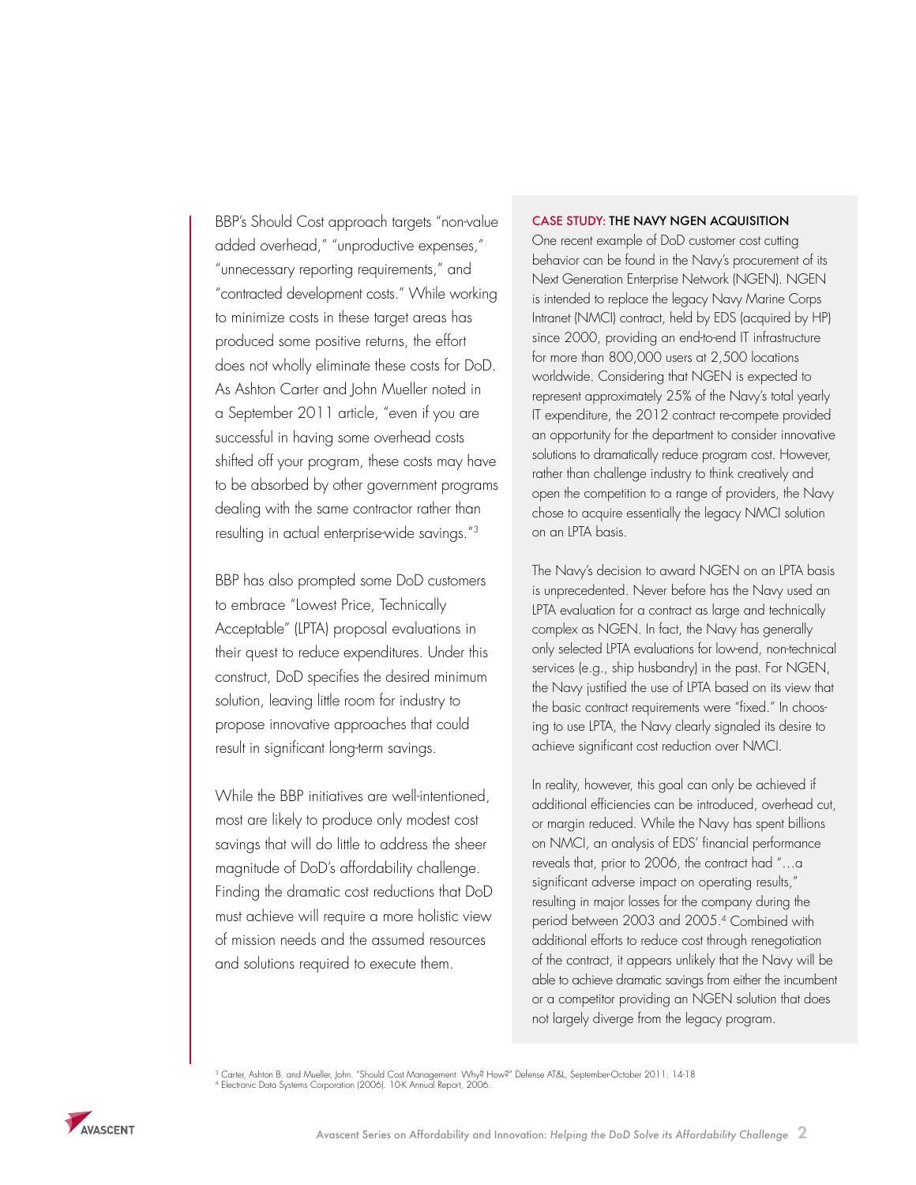BBP's Should Cost approach targets "non-value added overhead," "unproductive expenses," "unnecessary reporting requirements," and "contracted development costs." While working to minimize costs in these target areas has produced some positive returns, the effort does not wholly eliminate these costs for DoD. As Ashton Carter and John Mueller noted in a September 2011 article, "even if you are successful in having some overhead costs shifted off your program, these costs may have to be absorbed by other government programs dealing with the same contractor rather than resulting in actual enterprise-wide savings."[3]

BBP has also prompted some DoD customers to embrace "Lowest Price, Technically Acceptable" (LPTA) proposal evaluations in their quest to reduce expenditures. Under this construct, DoD specifies the desired minimum solution, leaving little room for industry to propose innovative approaches that could result in significant long-term savings.

While the BBP initiatives are well-intentioned, most are likely to produce only modest cost savings that will do little to address the sheer magnitude of DoD's affordability challenge. Finding the dramatic cost reductions that DoD must achieve will require a more holistic view of mission needs and the assumed resources and solutions required to execute them.

### CASE STUDY: THE NAVY NGEN ACQUISITION

One recent example of DoD customer cost cutting behavior can be found in the Navy's procurement of its Next Generation Enterprise Network (NGEN). NGEN is intended to replace the legacy Navy Marine Corps Intranet (NMCI) contract, held by EDS (acquired by HP) since 2000, providing an end-to-end IT infrastructure for more than 800,000 users at 2,500 locations worldwide. Considering that NGEN is expected to represent approximately 25% of the Navy's total yearly IT expenditure, the 2012 contract re-compete provided an opportunity for the department to consider innovative solutions to dramatically reduce program cost. However, rather than challenge industry to think creatively and open the competition to a range of providers, the Navy chose to acquire essentially the legacy NMCI solution on an LPTA basis.

The Navy's decision to award NGEN on an LPTA basis is unprecedented. Never before has the Navy used an LPTA evaluation for a contract as large and technically complex as NGEN. In fact, the Navy has generally only selected LPTA evaluations for low-end, non-technical services (e.g., ship husbandry) in the past. For NGEN, the Navy justified the use of LPTA based on its view that the basic contract requirements were "fixed." In choosing to use LPTA, the Navy clearly signaled its desire to achieve significant cost reduction over NMCI.

In reality, however, this goal can only be achieved if additional efficiencies can be introduced, overhead cut, or margin reduced. While the Navy has spent billions on NMCI, an analysis of EDS' financial performance reveals that, prior to 2006, the contract had "…a significant adverse impact on operating results," resulting in major losses for the company during the period between 2003 and 2005.[4] Combined with additional efforts to reduce cost through renegotiation of the contract, it appears unlikely that the Navy will be able to achieve dramatic savings from either the incumbent or a competitor providing an NGEN solution that does not largely diverge from the legacy program.

---

[3] Carter, Ashton B. and Mueller, John. "Should Cost Management: Why? How?" Defense AT&L, September-October 2011: 14-18

[4] Electronic Data Systems Corporation (2006). 10-K Annual Report, 2006.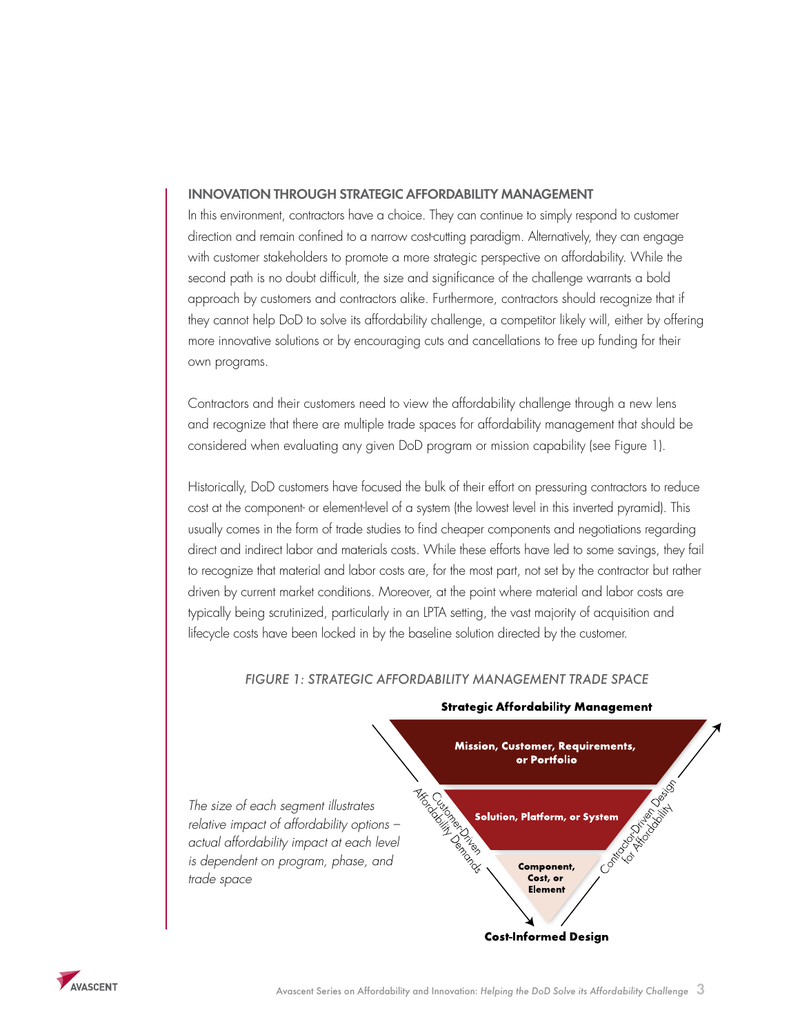## INNOVATION THROUGH STRATEGIC AFFORDABILITY MANAGEMENT

In this environment, contractors have a choice. They can continue to simply respond to customer direction and remain confined to a narrow cost-cutting paradigm. Alternatively, they can engage with customer stakeholders to promote a more strategic perspective on affordability. While the second path is no doubt difficult, the size and significance of the challenge warrants a bold approach by customers and contractors alike. Furthermore, contractors should recognize that if they cannot help DoD to solve its affordability challenge, a competitor likely will, either by offering more innovative solutions or by encouraging cuts and cancellations to free up funding for their own programs.

Contractors and their customers need to view the affordability challenge through a new lens and recognize that there are multiple trade spaces for affordability management that should be considered when evaluating any given DoD program or mission capability (see Figure 1).

Historically, DoD customers have focused the bulk of their effort on pressuring contractors to reduce cost at the component- or element-level of a system (the lowest level in this inverted pyramid). This usually comes in the form of trade studies to find cheaper components and negotiations regarding direct and indirect labor and materials costs. While these efforts have led to some savings, they fail to recognize that material and labor costs are, for the most part, not set by the contractor but rather driven by current market conditions. Moreover, at the point where material and labor costs are typically being scrutinized, particularly in an LPTA setting, the vast majority of acquisition and lifecycle costs have been locked in by the baseline solution directed by the customer.

*FIGURE 1: STRATEGIC AFFORDABILITY MANAGEMENT TRADE SPACE*

**Strategic Affordability Management**

- **Mission, Customer, Requirements, or Portfolio**
- **Solution, Platform, or System**
- **Component, Cost, or Element**

Customer-Driven Affordability Demands

Contractor-Driven Design for Affordability

**Cost-Informed Design**

*The size of each segment illustrates relative impact of affordability options – actual affordability impact at each level is dependent on program, phase, and trade space*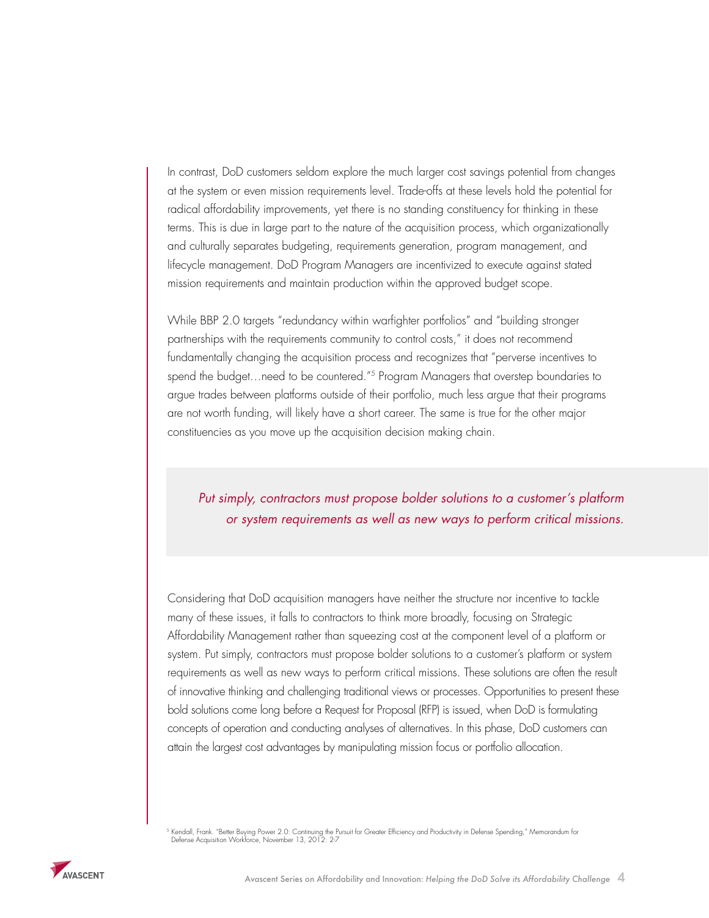In contrast, DoD customers seldom explore the much larger cost savings potential from changes at the system or even mission requirements level. Trade-offs at these levels hold the potential for radical affordability improvements, yet there is no standing constituency for thinking in these terms. This is due in large part to the nature of the acquisition process, which organizationally and culturally separates budgeting, requirements generation, program management, and lifecycle management. DoD Program Managers are incentivized to execute against stated mission requirements and maintain production within the approved budget scope.

While BBP 2.0 targets "redundancy within warfighter portfolios" and "building stronger partnerships with the requirements community to control costs," it does not recommend fundamentally changing the acquisition process and recognizes that "perverse incentives to spend the budget…need to be countered."[5] Program Managers that overstep boundaries to argue trades between platforms outside of their portfolio, much less argue that their programs are not worth funding, will likely have a short career. The same is true for the other major constituencies as you move up the acquisition decision making chain.

> *Put simply, contractors must propose bolder solutions to a customer's platform or system requirements as well as new ways to perform critical missions.*

Considering that DoD acquisition managers have neither the structure nor incentive to tackle many of these issues, it falls to contractors to think more broadly, focusing on Strategic Affordability Management rather than squeezing cost at the component level of a platform or system. Put simply, contractors must propose bolder solutions to a customer's platform or system requirements as well as new ways to perform critical missions. These solutions are often the result of innovative thinking and challenging traditional views or processes. Opportunities to present these bold solutions come long before a Request for Proposal (RFP) is issued, when DoD is formulating concepts of operation and conducting analyses of alternatives. In this phase, DoD customers can attain the largest cost advantages by manipulating mission focus or portfolio allocation.

[5] Kendall, Frank. "Better Buying Power 2.0: Continuing the Pursuit for Greater Efficiency and Productivity in Defense Spending," Memorandum for Defense Acquisition Workforce, November 13, 2012: 2-7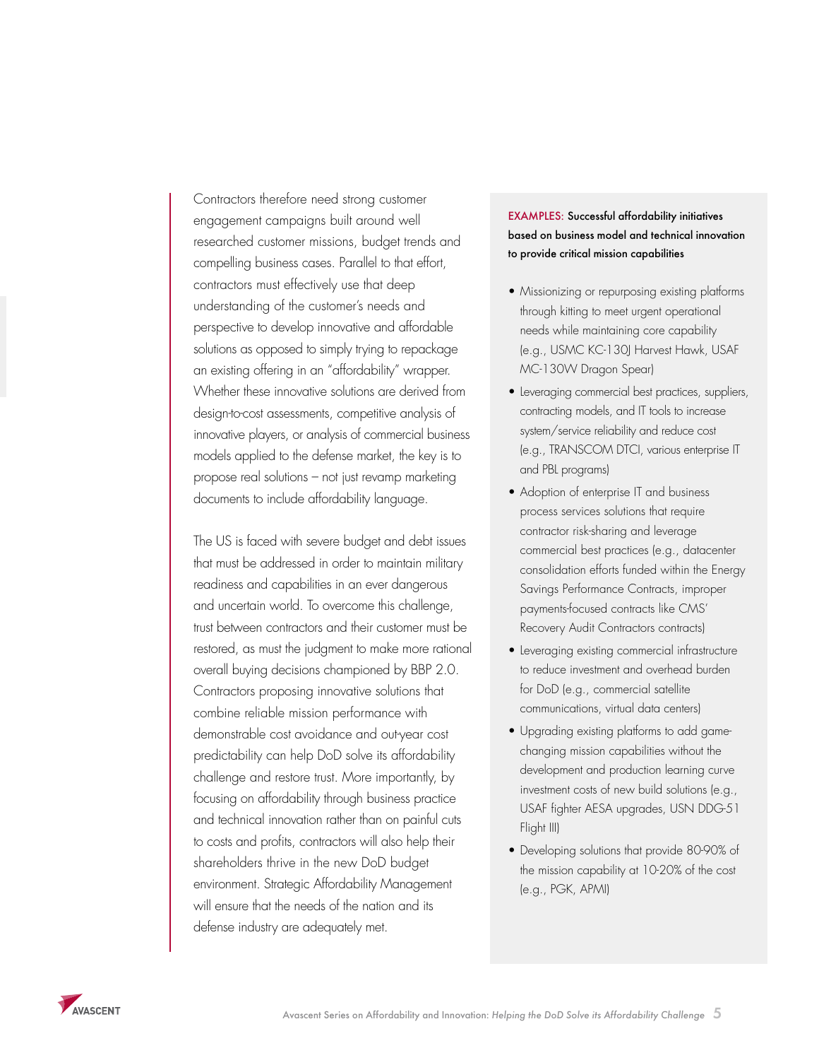Contractors therefore need strong customer engagement campaigns built around well researched customer missions, budget trends and compelling business cases. Parallel to that effort, contractors must effectively use that deep understanding of the customer's needs and perspective to develop innovative and affordable solutions as opposed to simply trying to repackage an existing offering in an "affordability" wrapper. Whether these innovative solutions are derived from design-to-cost assessments, competitive analysis of innovative players, or analysis of commercial business models applied to the defense market, the key is to propose real solutions – not just revamp marketing documents to include affordability language.

The US is faced with severe budget and debt issues that must be addressed in order to maintain military readiness and capabilities in an ever dangerous and uncertain world. To overcome this challenge, trust between contractors and their customer must be restored, as must the judgment to make more rational overall buying decisions championed by BBP 2.0. Contractors proposing innovative solutions that combine reliable mission performance with demonstrable cost avoidance and out-year cost predictability can help DoD solve its affordability challenge and restore trust. More importantly, by focusing on affordability through business practice and technical innovation rather than on painful cuts to costs and profits, contractors will also help their shareholders thrive in the new DoD budget environment. Strategic Affordability Management will ensure that the needs of the nation and its defense industry are adequately met.

**EXAMPLES: Successful affordability initiatives based on business model and technical innovation to provide critical mission capabilities**

- Missionizing or repurposing existing platforms through kitting to meet urgent operational needs while maintaining core capability (e.g., USMC KC-130J Harvest Hawk, USAF MC-130W Dragon Spear)
- Leveraging commercial best practices, suppliers, contracting models, and IT tools to increase system/service reliability and reduce cost (e.g., TRANSCOM DTCI, various enterprise IT and PBL programs)
- Adoption of enterprise IT and business process services solutions that require contractor risk-sharing and leverage commercial best practices (e.g., datacenter consolidation efforts funded within the Energy Savings Performance Contracts, improper payments-focused contracts like CMS' Recovery Audit Contractors contracts)
- Leveraging existing commercial infrastructure to reduce investment and overhead burden for DoD (e.g., commercial satellite communications, virtual data centers)
- Upgrading existing platforms to add game-changing mission capabilities without the development and production learning curve investment costs of new build solutions (e.g., USAF fighter AESA upgrades, USN DDG-51 Flight III)
- Developing solutions that provide 80-90% of the mission capability at 10-20% of the cost (e.g., PGK, APMI)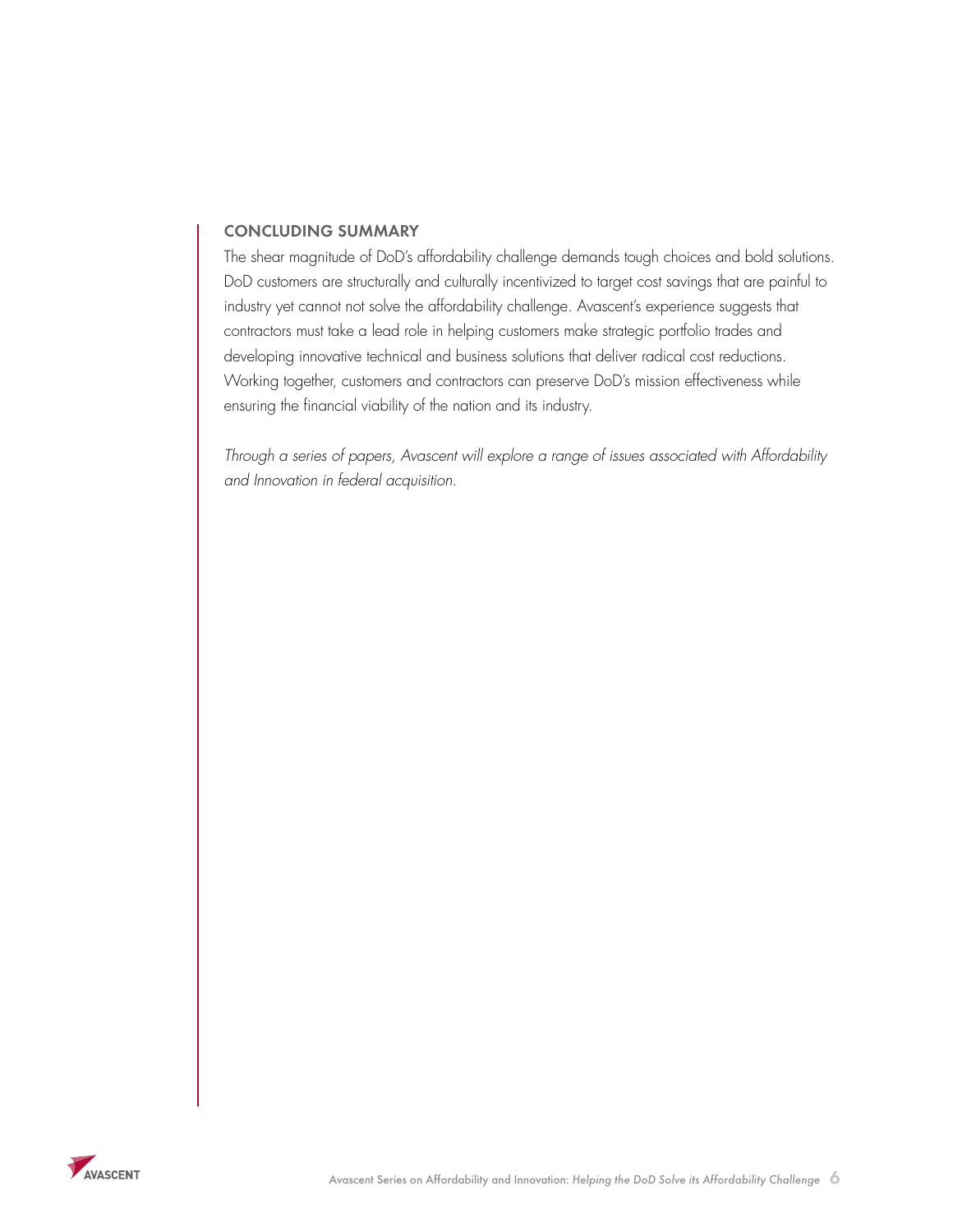## CONCLUDING SUMMARY

The shear magnitude of DoD's affordability challenge demands tough choices and bold solutions. DoD customers are structurally and culturally incentivized to target cost savings that are painful to industry yet cannot not solve the affordability challenge. Avascent's experience suggests that contractors must take a lead role in helping customers make strategic portfolio trades and developing innovative technical and business solutions that deliver radical cost reductions. Working together, customers and contractors can preserve DoD's mission effectiveness while ensuring the financial viability of the nation and its industry.

*Through a series of papers, Avascent will explore a range of issues associated with Affordability and Innovation in federal acquisition.*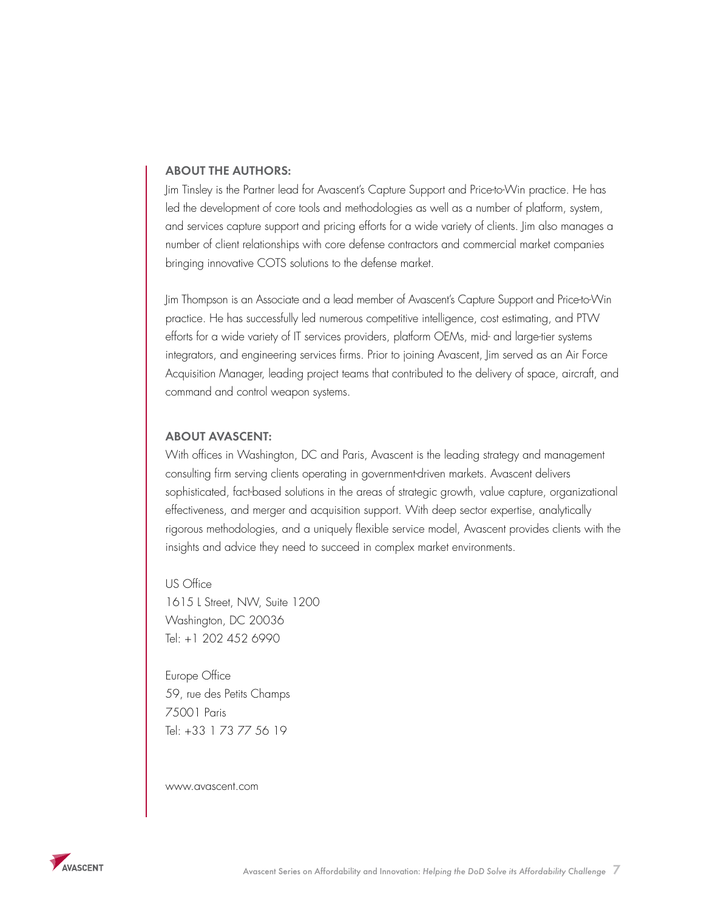## ABOUT THE AUTHORS:

Jim Tinsley is the Partner lead for Avascent's Capture Support and Price-to-Win practice. He has led the development of core tools and methodologies as well as a number of platform, system, and services capture support and pricing efforts for a wide variety of clients. Jim also manages a number of client relationships with core defense contractors and commercial market companies bringing innovative COTS solutions to the defense market.

Jim Thompson is an Associate and a lead member of Avascent's Capture Support and Price-to-Win practice. He has successfully led numerous competitive intelligence, cost estimating, and PTW efforts for a wide variety of IT services providers, platform OEMs, mid- and large-tier systems integrators, and engineering services firms. Prior to joining Avascent, Jim served as an Air Force Acquisition Manager, leading project teams that contributed to the delivery of space, aircraft, and command and control weapon systems.

## ABOUT AVASCENT:

With offices in Washington, DC and Paris, Avascent is the leading strategy and management consulting firm serving clients operating in government-driven markets. Avascent delivers sophisticated, fact-based solutions in the areas of strategic growth, value capture, organizational effectiveness, and merger and acquisition support. With deep sector expertise, analytically rigorous methodologies, and a uniquely flexible service model, Avascent provides clients with the insights and advice they need to succeed in complex market environments.

US Office
1615 L Street, NW, Suite 1200
Washington, DC 20036
Tel: +1 202 452 6990

Europe Office
59, rue des Petits Champs
75001 Paris
Tel: +33 1 73 77 56 19

www.avascent.com